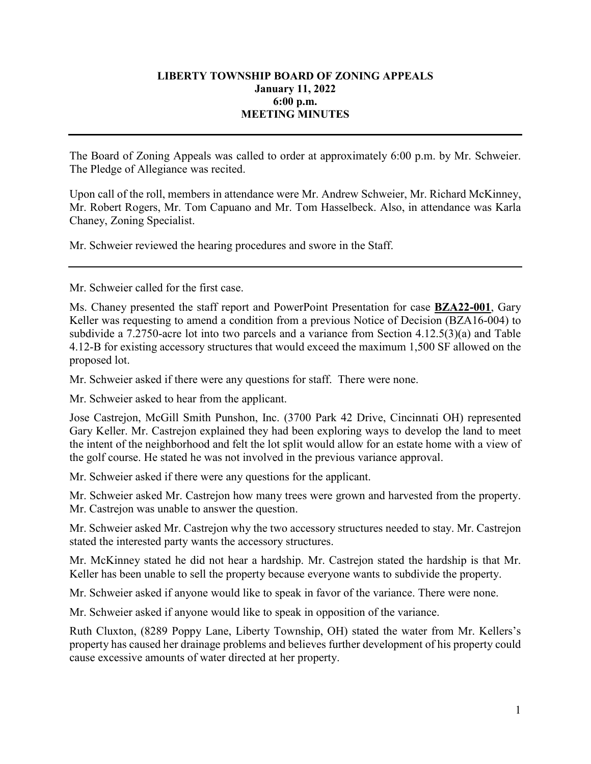**LIBERTY TOWNSHIP BOARD OF ZONING APPEALS**
**January 11, 2022**
**6:00 p.m.**
**MEETING MINUTES**

---

The Board of Zoning Appeals was called to order at approximately 6:00 p.m. by Mr. Schweier. The Pledge of Allegiance was recited.

Upon call of the roll, members in attendance were Mr. Andrew Schweier, Mr. Richard McKinney, Mr. Robert Rogers, Mr. Tom Capuano and Mr. Tom Hasselbeck. Also, in attendance was Karla Chaney, Zoning Specialist.

Mr. Schweier reviewed the hearing procedures and swore in the Staff.

---

Mr. Schweier called for the first case.

Ms. Chaney presented the staff report and PowerPoint Presentation for case **BZA22-001**, Gary Keller was requesting to amend a condition from a previous Notice of Decision (BZA16-004) to subdivide a 7.2750-acre lot into two parcels and a variance from Section 4.12.5(3)(a) and Table 4.12-B for existing accessory structures that would exceed the maximum 1,500 SF allowed on the proposed lot.

Mr. Schweier asked if there were any questions for staff. There were none.

Mr. Schweier asked to hear from the applicant.

Jose Castrejon, McGill Smith Punshon, Inc. (3700 Park 42 Drive, Cincinnati OH) represented Gary Keller. Mr. Castrejon explained they had been exploring ways to develop the land to meet the intent of the neighborhood and felt the lot split would allow for an estate home with a view of the golf course. He stated he was not involved in the previous variance approval.

Mr. Schweier asked if there were any questions for the applicant.

Mr. Schweier asked Mr. Castrejon how many trees were grown and harvested from the property. Mr. Castrejon was unable to answer the question.

Mr. Schweier asked Mr. Castrejon why the two accessory structures needed to stay. Mr. Castrejon stated the interested party wants the accessory structures.

Mr. McKinney stated he did not hear a hardship. Mr. Castrejon stated the hardship is that Mr. Keller has been unable to sell the property because everyone wants to subdivide the property.

Mr. Schweier asked if anyone would like to speak in favor of the variance. There were none.

Mr. Schweier asked if anyone would like to speak in opposition of the variance.

Ruth Cluxton, (8289 Poppy Lane, Liberty Township, OH) stated the water from Mr. Kellers's property has caused her drainage problems and believes further development of his property could cause excessive amounts of water directed at her property.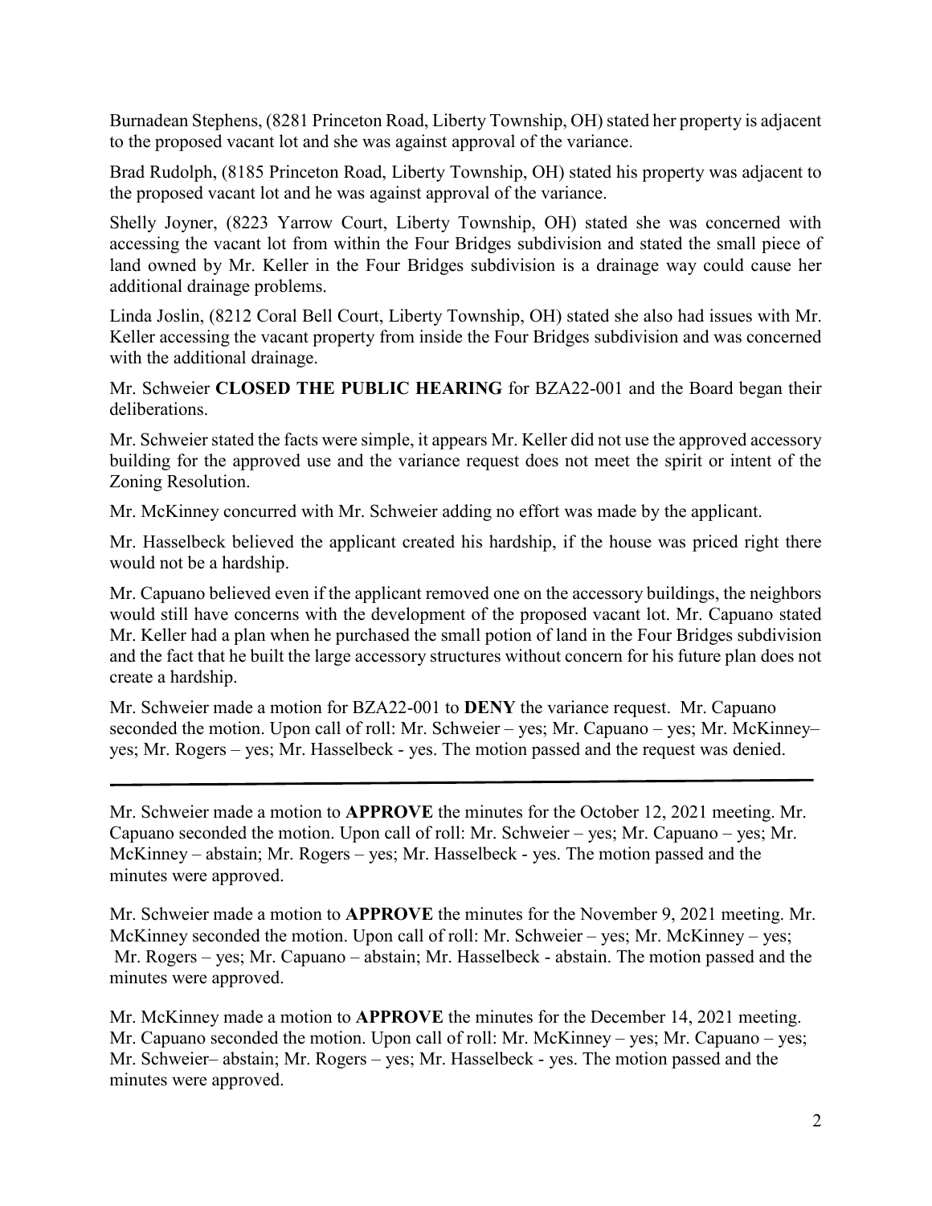Burnadean Stephens, (8281 Princeton Road, Liberty Township, OH) stated her property is adjacent to the proposed vacant lot and she was against approval of the variance.

Brad Rudolph, (8185 Princeton Road, Liberty Township, OH) stated his property was adjacent to the proposed vacant lot and he was against approval of the variance.

Shelly Joyner, (8223 Yarrow Court, Liberty Township, OH) stated she was concerned with accessing the vacant lot from within the Four Bridges subdivision and stated the small piece of land owned by Mr. Keller in the Four Bridges subdivision is a drainage way could cause her additional drainage problems.

Linda Joslin, (8212 Coral Bell Court, Liberty Township, OH) stated she also had issues with Mr. Keller accessing the vacant property from inside the Four Bridges subdivision and was concerned with the additional drainage.

Mr. Schweier **CLOSED THE PUBLIC HEARING** for BZA22-001 and the Board began their deliberations.

Mr. Schweier stated the facts were simple, it appears Mr. Keller did not use the approved accessory building for the approved use and the variance request does not meet the spirit or intent of the Zoning Resolution.

Mr. McKinney concurred with Mr. Schweier adding no effort was made by the applicant.

Mr. Hasselbeck believed the applicant created his hardship, if the house was priced right there would not be a hardship.

Mr. Capuano believed even if the applicant removed one on the accessory buildings, the neighbors would still have concerns with the development of the proposed vacant lot. Mr. Capuano stated Mr. Keller had a plan when he purchased the small potion of land in the Four Bridges subdivision and the fact that he built the large accessory structures without concern for his future plan does not create a hardship.

Mr. Schweier made a motion for BZA22-001 to **DENY** the variance request. Mr. Capuano seconded the motion. Upon call of roll: Mr. Schweier – yes; Mr. Capuano – yes; Mr. McKinney– yes; Mr. Rogers – yes; Mr. Hasselbeck - yes. The motion passed and the request was denied.

---

Mr. Schweier made a motion to **APPROVE** the minutes for the October 12, 2021 meeting. Mr. Capuano seconded the motion. Upon call of roll: Mr. Schweier – yes; Mr. Capuano – yes; Mr. McKinney – abstain; Mr. Rogers – yes; Mr. Hasselbeck - yes. The motion passed and the minutes were approved.

Mr. Schweier made a motion to **APPROVE** the minutes for the November 9, 2021 meeting. Mr. McKinney seconded the motion. Upon call of roll: Mr. Schweier – yes; Mr. McKinney – yes; Mr. Rogers – yes; Mr. Capuano – abstain; Mr. Hasselbeck - abstain. The motion passed and the minutes were approved.

Mr. McKinney made a motion to **APPROVE** the minutes for the December 14, 2021 meeting. Mr. Capuano seconded the motion. Upon call of roll: Mr. McKinney – yes; Mr. Capuano – yes; Mr. Schweier– abstain; Mr. Rogers – yes; Mr. Hasselbeck - yes. The motion passed and the minutes were approved.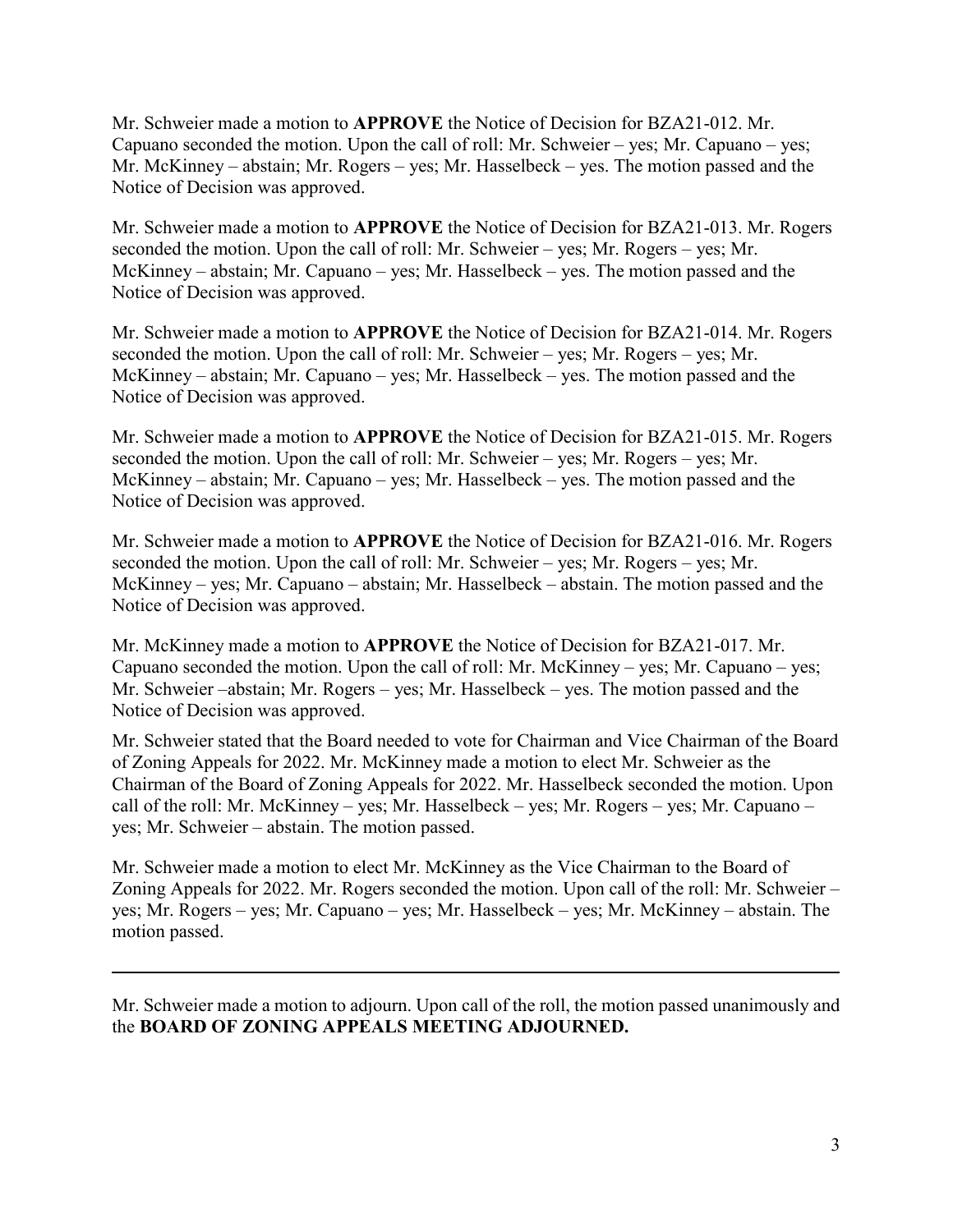Mr. Schweier made a motion to **APPROVE** the Notice of Decision for BZA21-012. Mr. Capuano seconded the motion. Upon the call of roll: Mr. Schweier – yes; Mr. Capuano – yes; Mr. McKinney – abstain; Mr. Rogers – yes; Mr. Hasselbeck – yes. The motion passed and the Notice of Decision was approved.

Mr. Schweier made a motion to **APPROVE** the Notice of Decision for BZA21-013. Mr. Rogers seconded the motion. Upon the call of roll: Mr. Schweier – yes; Mr. Rogers – yes; Mr. McKinney – abstain; Mr. Capuano – yes; Mr. Hasselbeck – yes. The motion passed and the Notice of Decision was approved.

Mr. Schweier made a motion to **APPROVE** the Notice of Decision for BZA21-014. Mr. Rogers seconded the motion. Upon the call of roll: Mr. Schweier – yes; Mr. Rogers – yes; Mr. McKinney – abstain; Mr. Capuano – yes; Mr. Hasselbeck – yes. The motion passed and the Notice of Decision was approved.

Mr. Schweier made a motion to **APPROVE** the Notice of Decision for BZA21-015. Mr. Rogers seconded the motion. Upon the call of roll: Mr. Schweier – yes; Mr. Rogers – yes; Mr. McKinney – abstain; Mr. Capuano – yes; Mr. Hasselbeck – yes. The motion passed and the Notice of Decision was approved.

Mr. Schweier made a motion to **APPROVE** the Notice of Decision for BZA21-016. Mr. Rogers seconded the motion. Upon the call of roll: Mr. Schweier – yes; Mr. Rogers – yes; Mr. McKinney – yes; Mr. Capuano – abstain; Mr. Hasselbeck – abstain. The motion passed and the Notice of Decision was approved.

Mr. McKinney made a motion to **APPROVE** the Notice of Decision for BZA21-017. Mr. Capuano seconded the motion. Upon the call of roll: Mr. McKinney – yes; Mr. Capuano – yes; Mr. Schweier –abstain; Mr. Rogers – yes; Mr. Hasselbeck – yes. The motion passed and the Notice of Decision was approved.

Mr. Schweier stated that the Board needed to vote for Chairman and Vice Chairman of the Board of Zoning Appeals for 2022. Mr. McKinney made a motion to elect Mr. Schweier as the Chairman of the Board of Zoning Appeals for 2022. Mr. Hasselbeck seconded the motion. Upon call of the roll: Mr. McKinney – yes; Mr. Hasselbeck – yes; Mr. Rogers – yes; Mr. Capuano – yes; Mr. Schweier – abstain. The motion passed.

Mr. Schweier made a motion to elect Mr. McKinney as the Vice Chairman to the Board of Zoning Appeals for 2022. Mr. Rogers seconded the motion. Upon call of the roll: Mr. Schweier – yes; Mr. Rogers – yes; Mr. Capuano – yes; Mr. Hasselbeck – yes; Mr. McKinney – abstain. The motion passed.

---

Mr. Schweier made a motion to adjourn. Upon call of the roll, the motion passed unanimously and the **BOARD OF ZONING APPEALS MEETING ADJOURNED.**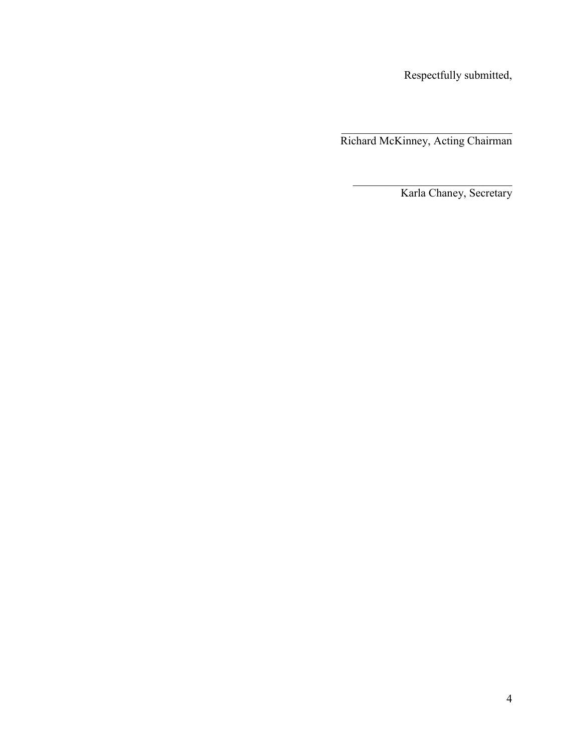Respectfully submitted,

\_\_\_\_\_\_\_\_\_\_\_\_\_\_\_\_\_\_\_\_\_\_\_\_\_\_\_\_\_\_
Richard McKinney, Acting Chairman

\_\_\_\_\_\_\_\_\_\_\_\_\_\_\_\_\_\_\_\_\_\_\_\_\_\_\_\_\_\_
Karla Chaney, Secretary